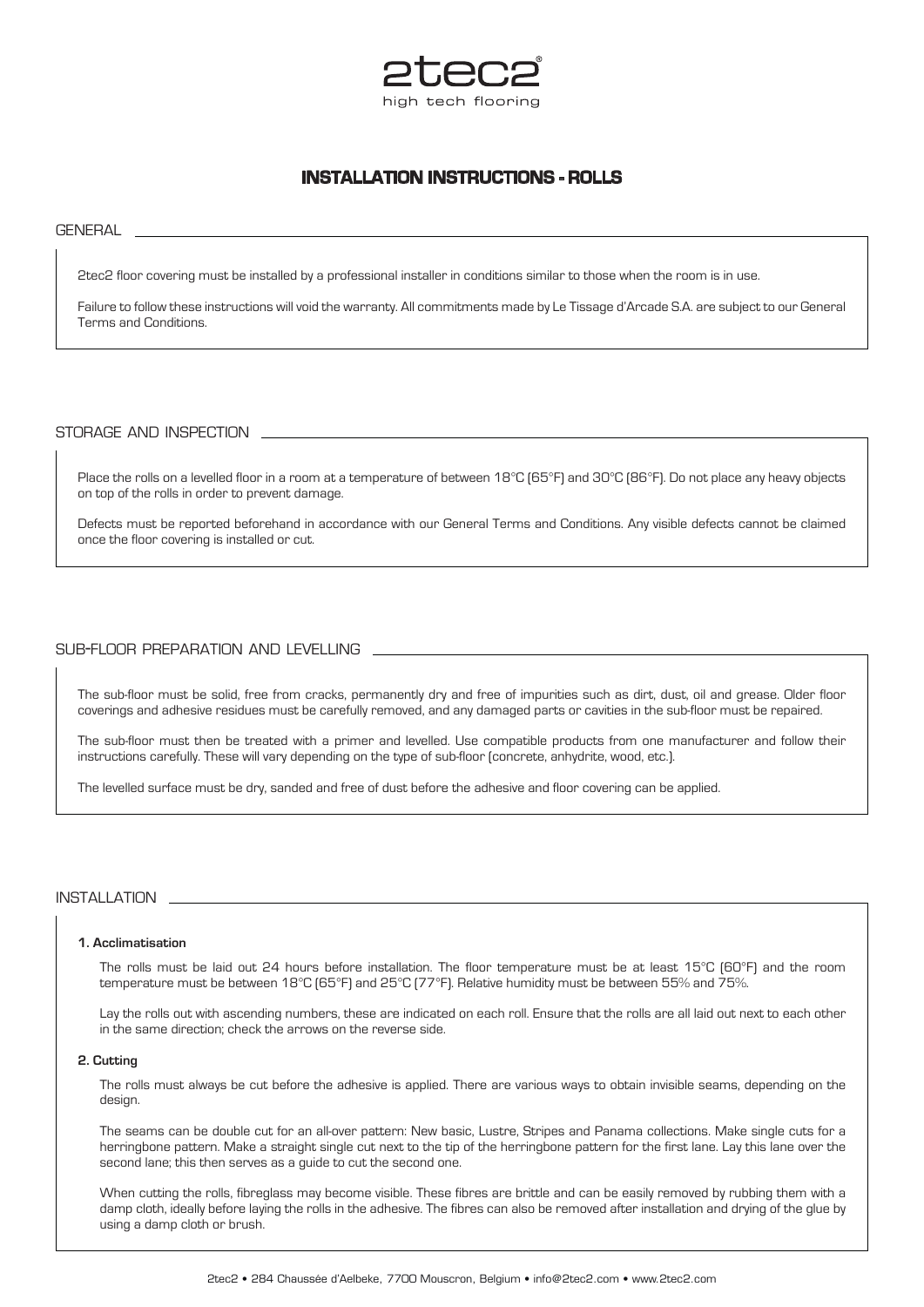2tec2®
high tech flooring

# INSTALLATION INSTRUCTIONS - ROLLS

## GENERAL

2tec2 floor covering must be installed by a professional installer in conditions similar to those when the room is in use.

Failure to follow these instructions will void the warranty. All commitments made by Le Tissage d'Arcade S.A. are subject to our General Terms and Conditions.

## STORAGE AND INSPECTION

Place the rolls on a levelled floor in a room at a temperature of between 18°C (65°F) and 30°C (86°F). Do not place any heavy objects on top of the rolls in order to prevent damage.

Defects must be reported beforehand in accordance with our General Terms and Conditions. Any visible defects cannot be claimed once the floor covering is installed or cut.

## SUB-FLOOR PREPARATION AND LEVELLING

The sub-floor must be solid, free from cracks, permanently dry and free of impurities such as dirt, dust, oil and grease. Older floor coverings and adhesive residues must be carefully removed, and any damaged parts or cavities in the sub-floor must be repaired.

The sub-floor must then be treated with a primer and levelled. Use compatible products from one manufacturer and follow their instructions carefully. These will vary depending on the type of sub-floor (concrete, anhydrite, wood, etc.).

The levelled surface must be dry, sanded and free of dust before the adhesive and floor covering can be applied.

## INSTALLATION

### 1. Acclimatisation

The rolls must be laid out 24 hours before installation. The floor temperature must be at least 15°C (60°F) and the room temperature must be between 18°C (65°F) and 25°C (77°F). Relative humidity must be between 55% and 75%.

Lay the rolls out with ascending numbers, these are indicated on each roll. Ensure that the rolls are all laid out next to each other in the same direction; check the arrows on the reverse side.

### 2. Cutting

The rolls must always be cut before the adhesive is applied. There are various ways to obtain invisible seams, depending on the design.

The seams can be double cut for an all-over pattern: New basic, Lustre, Stripes and Panama collections. Make single cuts for a herringbone pattern. Make a straight single cut next to the tip of the herringbone pattern for the first lane. Lay this lane over the second lane; this then serves as a guide to cut the second one.

When cutting the rolls, fibreglass may become visible. These fibres are brittle and can be easily removed by rubbing them with a damp cloth, ideally before laying the rolls in the adhesive. The fibres can also be removed after installation and drying of the glue by using a damp cloth or brush.

2tec2 • 284 Chaussée d'Aelbeke, 7700 Mouscron, Belgium • info@2tec2.com • www.2tec2.com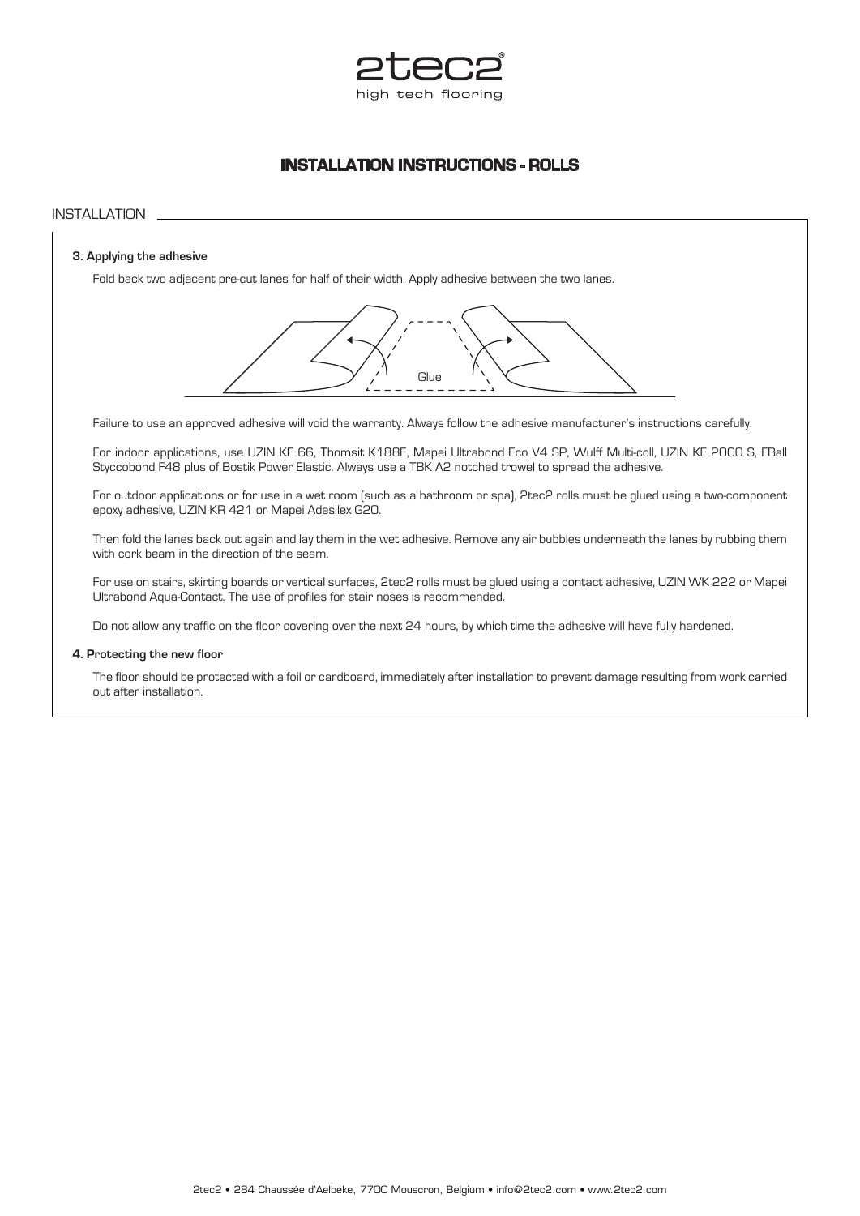# INSTALLATION INSTRUCTIONS - ROLLS

## INSTALLATION

### 3. Applying the adhesive

Fold back two adjacent pre-cut lanes for half of their width. Apply adhesive between the two lanes.

Glue

Failure to use an approved adhesive will void the warranty. Always follow the adhesive manufacturer's instructions carefully.

For indoor applications, use UZIN KE 66, Thomsit K188E, Mapei Ultrabond Eco V4 SP, Wulff Multi-coll, UZIN KE 2000 S, FBall Styccobond F48 plus of Bostik Power Elastic. Always use a TBK A2 notched trowel to spread the adhesive.

For outdoor applications or for use in a wet room (such as a bathroom or spa), 2tec2 rolls must be glued using a two-component epoxy adhesive, UZIN KR 421 or Mapei Adesilex G20.

Then fold the lanes back out again and lay them in the wet adhesive. Remove any air bubbles underneath the lanes by rubbing them with cork beam in the direction of the seam.

For use on stairs, skirting boards or vertical surfaces, 2tec2 rolls must be glued using a contact adhesive, UZIN WK 222 or Mapei Ultrabond Aqua-Contact. The use of profiles for stair noses is recommended.

Do not allow any traffic on the floor covering over the next 24 hours, by which time the adhesive will have fully hardened.

### 4. Protecting the new floor

The floor should be protected with a foil or cardboard, immediately after installation to prevent damage resulting from work carried out after installation.